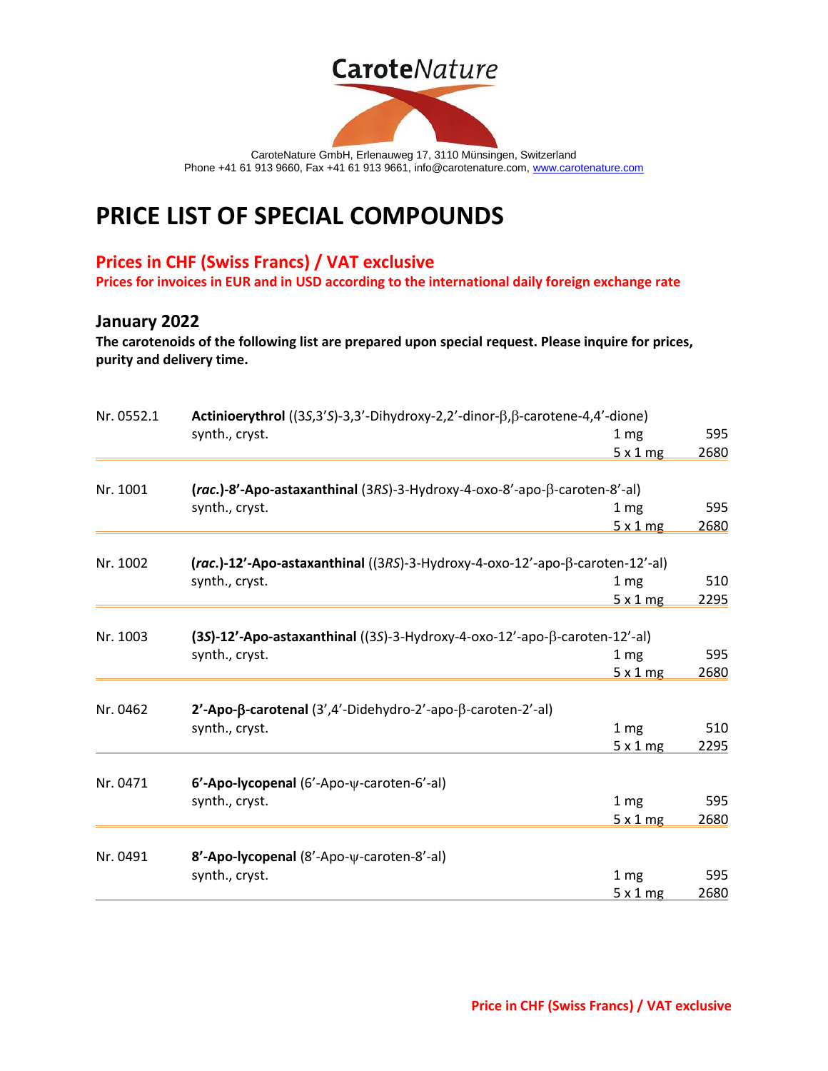CaroteNature

CaroteNature GmbH, Erlenauweg 17, 3110 Münsingen, Switzerland
Phone +41 61 913 9660, Fax +41 61 913 9661, info@carotenature.com, www.carotenature.com

# PRICE LIST OF SPECIAL COMPOUNDS

## Prices in CHF (Swiss Francs) / VAT exclusive

**Prices for invoices in EUR and in USD according to the international daily foreign exchange rate**

## January 2022

**The carotenoids of the following list are prepared upon special request. Please inquire for prices, purity and delivery time.**

| Nr. | Compound | Quantity | Price |
|---|---|---|---|
| Nr. 0552.1 | **Actinioerythrol** ((3*S*,3'*S*)-3,3'-Dihydroxy-2,2'-dinor-β,β-carotene-4,4'-dione) | | |
| | synth., cryst. | 1 mg | 595 |
| | | 5 x 1 mg | 2680 |
| Nr. 1001 | **(*rac*.)-8'-Apo-astaxanthinal** (3*RS*)-3-Hydroxy-4-oxo-8'-apo-β-caroten-8'-al) | | |
| | synth., cryst. | 1 mg | 595 |
| | | 5 x 1 mg | 2680 |
| Nr. 1002 | **(*rac*.)-12'-Apo-astaxanthinal** ((3*RS*)-3-Hydroxy-4-oxo-12'-apo-β-caroten-12'-al) | | |
| | synth., cryst. | 1 mg | 510 |
| | | 5 x 1 mg | 2295 |
| Nr. 1003 | **(3*S*)-12'-Apo-astaxanthinal** ((3*S*)-3-Hydroxy-4-oxo-12'-apo-β-caroten-12'-al) | | |
| | synth., cryst. | 1 mg | 595 |
| | | 5 x 1 mg | 2680 |
| Nr. 0462 | **2'-Apo-β-carotenal** (3',4'-Didehydro-2'-apo-β-caroten-2'-al) | | |
| | synth., cryst. | 1 mg | 510 |
| | | 5 x 1 mg | 2295 |
| Nr. 0471 | **6'-Apo-lycopenal** (6'-Apo-ψ-caroten-6'-al) | | |
| | synth., cryst. | 1 mg | 595 |
| | | 5 x 1 mg | 2680 |
| Nr. 0491 | **8'-Apo-lycopenal** (8'-Apo-ψ-caroten-8'-al) | | |
| | synth., cryst. | 1 mg | 595 |
| | | 5 x 1 mg | 2680 |

**Price in CHF (Swiss Francs) / VAT exclusive**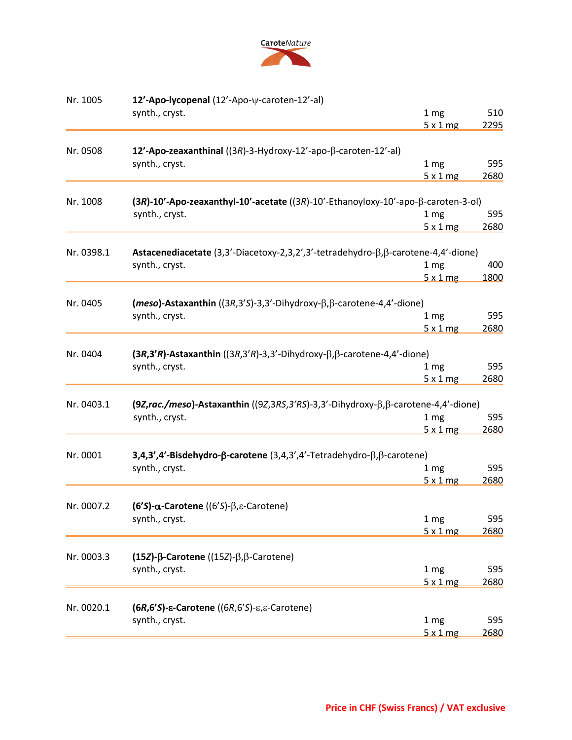| Nr. | Product | Quantity | Price |
|---|---|---|---|
| Nr. 1005 | **12’-Apo-lycopenal** (12’-Apo-ψ-caroten-12’-al) | | |
| | synth., cryst. | 1 mg | 510 |
| | | 5 x 1 mg | 2295 |
| Nr. 0508 | **12’-Apo-zeaxanthinal** ((3*R*)-3-Hydroxy-12’-apo-β-caroten-12’-al) | | |
| | synth., cryst. | 1 mg | 595 |
| | | 5 x 1 mg | 2680 |
| Nr. 1008 | **(3*R*)-10’-Apo-zeaxanthyl-10’-acetate** ((3*R*)-10’-Ethanoyloxy-10’-apo-β-caroten-3-ol) | | |
| | synth., cryst. | 1 mg | 595 |
| | | 5 x 1 mg | 2680 |
| Nr. 0398.1 | **Astacenediacetate** (3,3’-Diacetoxy-2,3,2’,3’-tetradehydro-β,β-carotene-4,4’-dione) | | |
| | synth., cryst. | 1 mg | 400 |
| | | 5 x 1 mg | 1800 |
| Nr. 0405 | **(*meso*)-Astaxanthin** ((3*R*,3’*S*)-3,3’-Dihydroxy-β,β-carotene-4,4’-dione) | | |
| | synth., cryst. | 1 mg | 595 |
| | | 5 x 1 mg | 2680 |
| Nr. 0404 | **(3*R*,3’*R*)-Astaxanthin** ((3*R*,3’*R*)-3,3’-Dihydroxy-β,β-carotene-4,4’-dione) | | |
| | synth., cryst. | 1 mg | 595 |
| | | 5 x 1 mg | 2680 |
| Nr. 0403.1 | **(9*Z*,*rac./meso*)-Astaxanthin** ((9*Z*,3*RS*,3’*RS*)-3,3’-Dihydroxy-β,β-carotene-4,4’-dione) | | |
| | synth., cryst. | 1 mg | 595 |
| | | 5 x 1 mg | 2680 |
| Nr. 0001 | **3,4,3’,4’-Bisdehydro-β-carotene** (3,4,3’,4’-Tetradehydro-β,β-carotene) | | |
| | synth., cryst. | 1 mg | 595 |
| | | 5 x 1 mg | 2680 |
| Nr. 0007.2 | **(6’*S*)-α-Carotene** ((6’*S*)-β,ε-Carotene) | | |
| | synth., cryst. | 1 mg | 595 |
| | | 5 x 1 mg | 2680 |
| Nr. 0003.3 | **(15*Z*)-β-Carotene** ((15*Z*)-β,β-Carotene) | | |
| | synth., cryst. | 1 mg | 595 |
| | | 5 x 1 mg | 2680 |
| Nr. 0020.1 | **(6*R*,6’*S*)-ε-Carotene** ((6*R*,6’*S*)-ε,ε-Carotene) | | |
| | synth., cryst. | 1 mg | 595 |
| | | 5 x 1 mg | 2680 |

**Price in CHF (Swiss Francs) / VAT exclusive**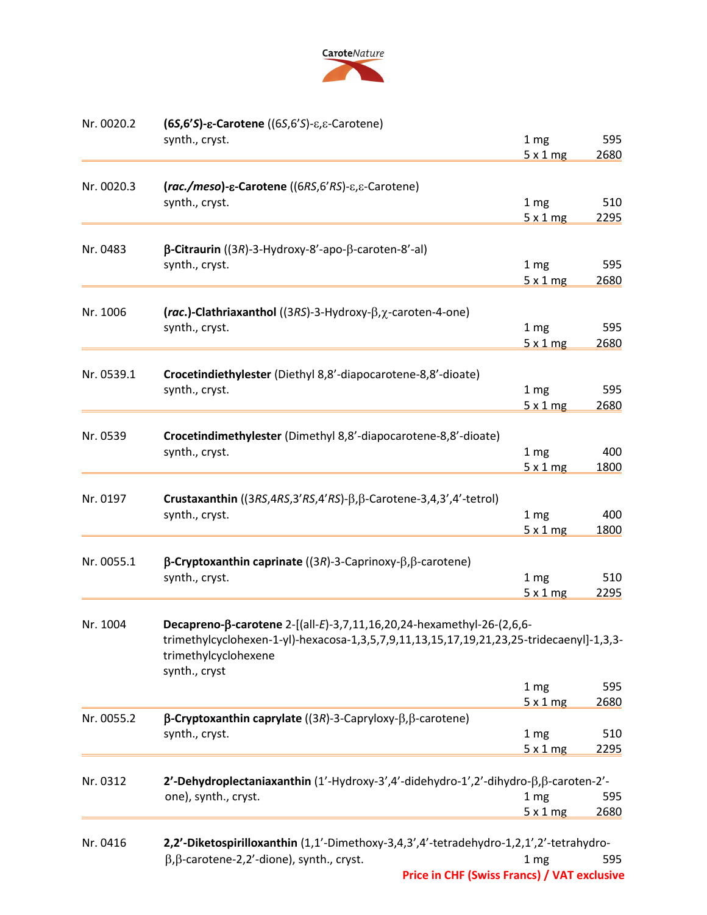| Nr. | Product | Quantity | Price |
|---|---|---|---|
| Nr. 0020.2 | **(6*S*,6'*S*)-ε-Carotene** ((6*S*,6'*S*)-ε,ε-Carotene) synth., cryst. | 1 mg | 595 |
| | | 5 x 1 mg | 2680 |
| Nr. 0020.3 | **(*rac./meso*)-ε-Carotene** ((6*RS*,6'*RS*)-ε,ε-Carotene) synth., cryst. | 1 mg | 510 |
| | | 5 x 1 mg | 2295 |
| Nr. 0483 | **β-Citraurin** ((3*R*)-3-Hydroxy-8'-apo-β-caroten-8'-al) synth., cryst. | 1 mg | 595 |
| | | 5 x 1 mg | 2680 |
| Nr. 1006 | **(*rac.*)-Clathriaxanthol** ((3*RS*)-3-Hydroxy-β,χ-caroten-4-one) synth., cryst. | 1 mg | 595 |
| | | 5 x 1 mg | 2680 |
| Nr. 0539.1 | **Crocetindiethylester** (Diethyl 8,8'-diapocarotene-8,8'-dioate) synth., cryst. | 1 mg | 595 |
| | | 5 x 1 mg | 2680 |
| Nr. 0539 | **Crocetindimethylester** (Dimethyl 8,8'-diapocarotene-8,8'-dioate) synth., cryst. | 1 mg | 400 |
| | | 5 x 1 mg | 1800 |
| Nr. 0197 | **Crustaxanthin** ((3*RS*,4*RS*,3'*RS*,4'*RS*)-β,β-Carotene-3,4,3',4'-tetrol) synth., cryst. | 1 mg | 400 |
| | | 5 x 1 mg | 1800 |
| Nr. 0055.1 | **β-Cryptoxanthin caprinate** ((3*R*)-3-Caprinoxy-β,β-carotene) synth., cryst. | 1 mg | 510 |
| | | 5 x 1 mg | 2295 |
| Nr. 1004 | **Decapreno-β-carotene** 2-[(all-*E*)-3,7,11,16,20,24-hexamethyl-26-(2,6,6-trimethylcyclohexen-1-yl)-hexacosa-1,3,5,7,9,11,13,15,17,19,21,23,25-tridecaenyl]-1,3,3-trimethylcyclohexene synth., cryst | 1 mg | 595 |
| | | 5 x 1 mg | 2680 |
| Nr. 0055.2 | **β-Cryptoxanthin caprylate** ((3*R*)-3-Capryloxy-β,β-carotene) synth., cryst. | 1 mg | 510 |
| | | 5 x 1 mg | 2295 |
| Nr. 0312 | **2'-Dehydroplectaniaxanthin** (1'-Hydroxy-3',4'-didehydro-1',2'-dihydro-β,β-caroten-2'-one), synth., cryst. | 1 mg | 595 |
| | | 5 x 1 mg | 2680 |
| Nr. 0416 | **2,2'-Diketospirilloxanthin** (1,1'-Dimethoxy-3,4,3',4'-tetradehydro-1,2,1',2'-tetrahydro-β,β-carotene-2,2'-dione), synth., cryst. | 1 mg | 595 |

**Price in CHF (Swiss Francs) / VAT exclusive**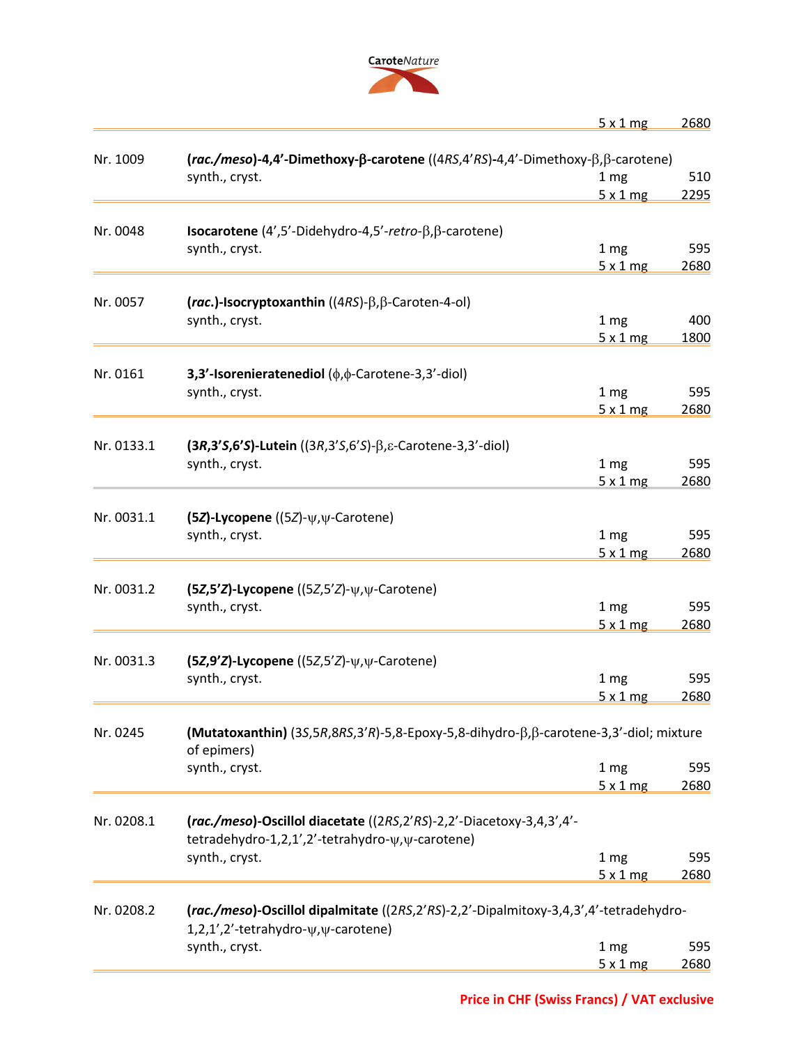| | | | |
|---|---|---|---|
| | | 5 x 1 mg | 2680 |
| Nr. 1009 | **(*rac./meso*)-4,4'-Dimethoxy-β-carotene** ((4*RS*,4'*RS*)-4,4'-Dimethoxy-β,β-carotene) | | |
| | synth., cryst. | 1 mg | 510 |
| | | 5 x 1 mg | 2295 |
| Nr. 0048 | **Isocarotene** (4',5'-Didehydro-4,5'-*retro*-β,β-carotene) | | |
| | synth., cryst. | 1 mg | 595 |
| | | 5 x 1 mg | 2680 |
| Nr. 0057 | **(*rac.*)-Isocryptoxanthin** ((4*RS*)-β,β-Caroten-4-ol) | | |
| | synth., cryst. | 1 mg | 400 |
| | | 5 x 1 mg | 1800 |
| Nr. 0161 | **3,3'-Isorenieratenediol** (ϕ,ϕ-Carotene-3,3'-diol) | | |
| | synth., cryst. | 1 mg | 595 |
| | | 5 x 1 mg | 2680 |
| Nr. 0133.1 | **(3*R*,3'*S*,6'*S*)-Lutein** ((3*R*,3'*S*,6'*S*)-β,ε-Carotene-3,3'-diol) | | |
| | synth., cryst. | 1 mg | 595 |
| | | 5 x 1 mg | 2680 |
| Nr. 0031.1 | **(5*Z*)-Lycopene** ((5*Z*)-ψ,ψ-Carotene) | | |
| | synth., cryst. | 1 mg | 595 |
| | | 5 x 1 mg | 2680 |
| Nr. 0031.2 | **(5*Z*,5'*Z*)-Lycopene** ((5*Z*,5'*Z*)-ψ,ψ-Carotene) | | |
| | synth., cryst. | 1 mg | 595 |
| | | 5 x 1 mg | 2680 |
| Nr. 0031.3 | **(5*Z*,9'*Z*)-Lycopene** ((5*Z*,5'*Z*)-ψ,ψ-Carotene) | | |
| | synth., cryst. | 1 mg | 595 |
| | | 5 x 1 mg | 2680 |
| Nr. 0245 | **(Mutatoxanthin)** (3*S*,5*R*,8*RS*,3'*R*)-5,8-Epoxy-5,8-dihydro-β,β-carotene-3,3'-diol; mixture of epimers) | | |
| | synth., cryst. | 1 mg | 595 |
| | | 5 x 1 mg | 2680 |
| Nr. 0208.1 | **(*rac./meso*)-Oscillol diacetate** ((2*RS*,2'*RS*)-2,2'-Diacetoxy-3,4,3',4'-tetradehydro-1,2,1',2'-tetrahydro-ψ,ψ-carotene) | | |
| | synth., cryst. | 1 mg | 595 |
| | | 5 x 1 mg | 2680 |
| Nr. 0208.2 | **(*rac./meso*)-Oscillol dipalmitate** ((2*RS*,2'*RS*)-2,2'-Dipalmitoxy-3,4,3',4'-tetradehydro-1,2,1',2'-tetrahydro-ψ,ψ-carotene) | | |
| | synth., cryst. | 1 mg | 595 |
| | | 5 x 1 mg | 2680 |

**Price in CHF (Swiss Francs) / VAT exclusive**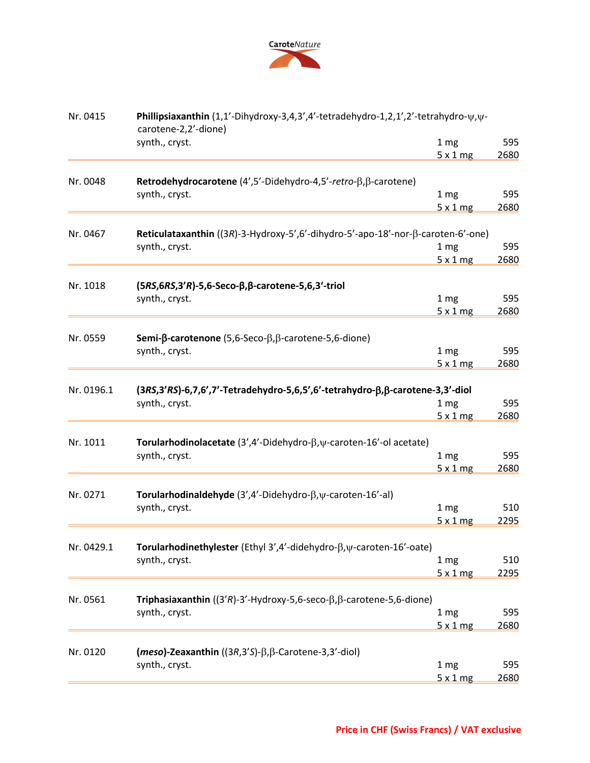| Nr. | Product | Quantity | Price |
|---|---|---|---|
| Nr. 0415 | **Phillipsiaxanthin** (1,1'-Dihydroxy-3,4,3',4'-tetradehydro-1,2,1',2'-tetrahydro-ψ,ψ-carotene-2,2'-dione) synth., cryst. | 1 mg | 595 |
| | | 5 x 1 mg | 2680 |
| Nr. 0048 | **Retrodehydrocarotene** (4',5'-Didehydro-4,5'-*retro*-β,β-carotene) synth., cryst. | 1 mg | 595 |
| | | 5 x 1 mg | 2680 |
| Nr. 0467 | **Reticulataxanthin** ((3*R*)-3-Hydroxy-5',6'-dihydro-5'-apo-18'-nor-β-caroten-6'-one) synth., cryst. | 1 mg | 595 |
| | | 5 x 1 mg | 2680 |
| Nr. 1018 | **(5*RS*,6*RS*,3'*R*)-5,6-Seco-β,β-carotene-5,6,3'-triol** synth., cryst. | 1 mg | 595 |
| | | 5 x 1 mg | 2680 |
| Nr. 0559 | **Semi-β-carotenone** (5,6-Seco-β,β-carotene-5,6-dione) synth., cryst. | 1 mg | 595 |
| | | 5 x 1 mg | 2680 |
| Nr. 0196.1 | **(3*RS*,3'*RS*)-6,7,6',7'-Tetradehydro-5,6,5',6'-tetrahydro-β,β-carotene-3,3'-diol** synth., cryst. | 1 mg | 595 |
| | | 5 x 1 mg | 2680 |
| Nr. 1011 | **Torularhodinolacetate** (3',4'-Didehydro-β,ψ-caroten-16'-ol acetate) synth., cryst. | 1 mg | 595 |
| | | 5 x 1 mg | 2680 |
| Nr. 0271 | **Torularhodinaldehyde** (3',4'-Didehydro-β,ψ-caroten-16'-al) synth., cryst. | 1 mg | 510 |
| | | 5 x 1 mg | 2295 |
| Nr. 0429.1 | **Torularhodinethylester** (Ethyl 3',4'-didehydro-β,ψ-caroten-16'-oate) synth., cryst. | 1 mg | 510 |
| | | 5 x 1 mg | 2295 |
| Nr. 0561 | **Triphasiaxanthin** ((3'*R*)-3'-Hydroxy-5,6-seco-β,β-carotene-5,6-dione) synth., cryst. | 1 mg | 595 |
| | | 5 x 1 mg | 2680 |
| Nr. 0120 | **(*meso*)-Zeaxanthin** ((3*R*,3'*S*)-β,β-Carotene-3,3'-diol) synth., cryst. | 1 mg | 595 |
| | | 5 x 1 mg | 2680 |

**Price in CHF (Swiss Francs) / VAT exclusive**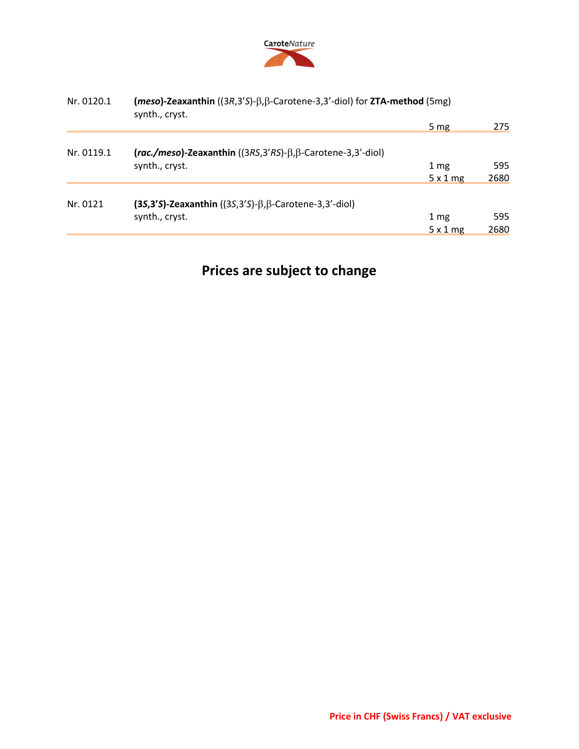CaroteNature

| | | | |
|---|---|---|---|
| Nr. 0120.1 | **(*meso*)-Zeaxanthin** ((3*R*,3'*S*)-β,β-Carotene-3,3'-diol) for **ZTA-method** (5mg) synth., cryst. | 5 mg | 275 |
| Nr. 0119.1 | **(*rac./meso*)-Zeaxanthin** ((3*RS*,3'*RS*)-β,β-Carotene-3,3'-diol) synth., cryst. | 1 mg | 595 |
| | | 5 x 1 mg | 2680 |
| Nr. 0121 | **(3*S*,3'*S*)-Zeaxanthin** ((3*S*,3'*S*)-β,β-Carotene-3,3'-diol) synth., cryst. | 1 mg | 595 |
| | | 5 x 1 mg | 2680 |

## Prices are subject to change

**Price in CHF (Swiss Francs) / VAT exclusive**